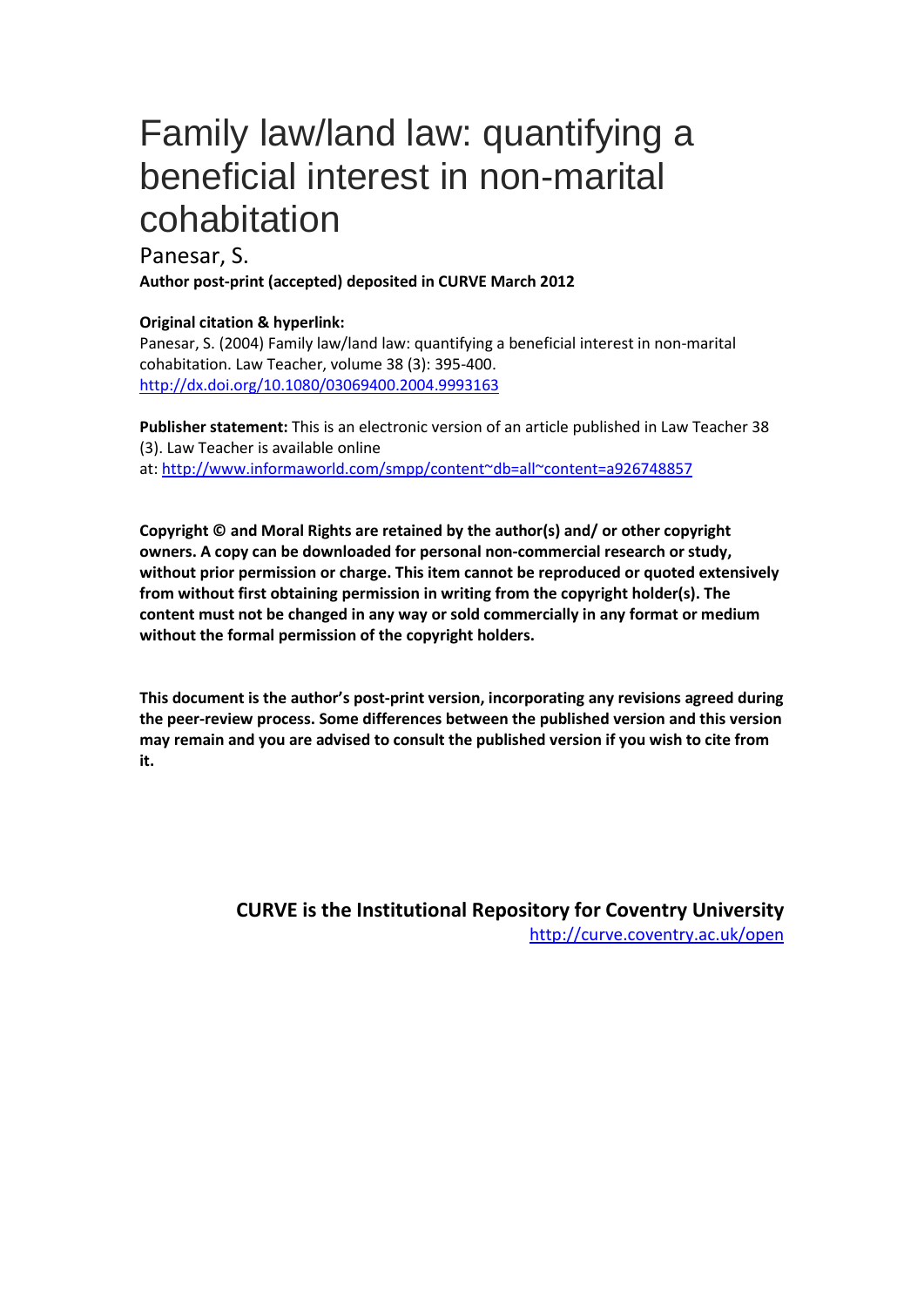# Family law/land law: quantifying a beneficial interest in non-marital cohabitation

Panesar, S.

**Author post-print (accepted) deposited in CURVE March 2012**

**Original citation & hyperlink:**

Panesar, S. (2004) Family law/land law: quantifying a beneficial interest in non-marital cohabitation. Law Teacher, volume 38 (3): 395-400.
http://dx.doi.org/10.1080/03069400.2004.9993163

**Publisher statement:** This is an electronic version of an article published in Law Teacher 38 (3). Law Teacher is available online at: http://www.informaworld.com/smpp/content~db=all~content=a926748857

**Copyright © and Moral Rights are retained by the author(s) and/ or other copyright owners. A copy can be downloaded for personal non-commercial research or study, without prior permission or charge. This item cannot be reproduced or quoted extensively from without first obtaining permission in writing from the copyright holder(s). The content must not be changed in any way or sold commercially in any format or medium without the formal permission of the copyright holders.**

**This document is the author's post-print version, incorporating any revisions agreed during the peer-review process. Some differences between the published version and this version may remain and you are advised to consult the published version if you wish to cite from it.**

**CURVE is the Institutional Repository for Coventry University**
http://curve.coventry.ac.uk/open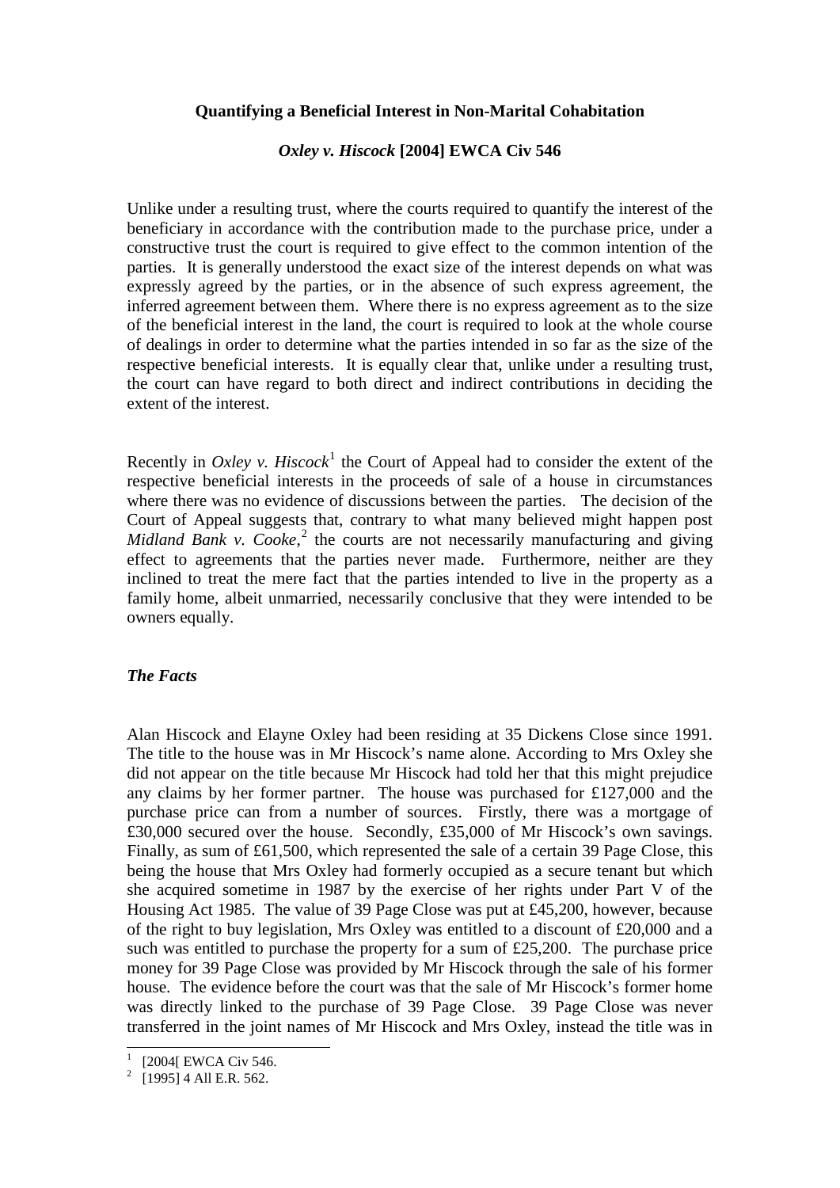**Quantifying a Beneficial Interest in Non-Marital Cohabitation**

***Oxley v. Hiscock* [2004] EWCA Civ 546**

Unlike under a resulting trust, where the courts required to quantify the interest of the beneficiary in accordance with the contribution made to the purchase price, under a constructive trust the court is required to give effect to the common intention of the parties. It is generally understood the exact size of the interest depends on what was expressly agreed by the parties, or in the absence of such express agreement, the inferred agreement between them. Where there is no express agreement as to the size of the beneficial interest in the land, the court is required to look at the whole course of dealings in order to determine what the parties intended in so far as the size of the respective beneficial interests. It is equally clear that, unlike under a resulting trust, the court can have regard to both direct and indirect contributions in deciding the extent of the interest.

Recently in *Oxley v. Hiscock*[1] the Court of Appeal had to consider the extent of the respective beneficial interests in the proceeds of sale of a house in circumstances where there was no evidence of discussions between the parties. The decision of the Court of Appeal suggests that, contrary to what many believed might happen post *Midland Bank v. Cooke*,[2] the courts are not necessarily manufacturing and giving effect to agreements that the parties never made. Furthermore, neither are they inclined to treat the mere fact that the parties intended to live in the property as a family home, albeit unmarried, necessarily conclusive that they were intended to be owners equally.

***The Facts***

Alan Hiscock and Elayne Oxley had been residing at 35 Dickens Close since 1991. The title to the house was in Mr Hiscock's name alone. According to Mrs Oxley she did not appear on the title because Mr Hiscock had told her that this might prejudice any claims by her former partner. The house was purchased for £127,000 and the purchase price can from a number of sources. Firstly, there was a mortgage of £30,000 secured over the house. Secondly, £35,000 of Mr Hiscock's own savings. Finally, as sum of £61,500, which represented the sale of a certain 39 Page Close, this being the house that Mrs Oxley had formerly occupied as a secure tenant but which she acquired sometime in 1987 by the exercise of her rights under Part V of the Housing Act 1985. The value of 39 Page Close was put at £45,200, however, because of the right to buy legislation, Mrs Oxley was entitled to a discount of £20,000 and a such was entitled to purchase the property for a sum of £25,200. The purchase price money for 39 Page Close was provided by Mr Hiscock through the sale of his former house. The evidence before the court was that the sale of Mr Hiscock's former home was directly linked to the purchase of 39 Page Close. 39 Page Close was never transferred in the joint names of Mr Hiscock and Mrs Oxley, instead the title was in

[1] [2004[ EWCA Civ 546.

[2] [1995] 4 All E.R. 562.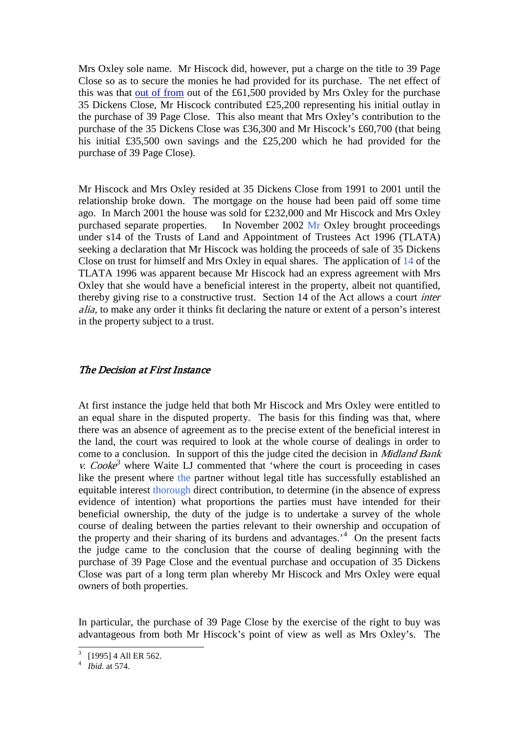Mrs Oxley sole name. Mr Hiscock did, however, put a charge on the title to 39 Page Close so as to secure the monies he had provided for its purchase. The net effect of this was that out of from out of the £61,500 provided by Mrs Oxley for the purchase 35 Dickens Close, Mr Hiscock contributed £25,200 representing his initial outlay in the purchase of 39 Page Close. This also meant that Mrs Oxley's contribution to the purchase of the 35 Dickens Close was £36,300 and Mr Hiscock's £60,700 (that being his initial £35,500 own savings and the £25,200 which he had provided for the purchase of 39 Page Close).

Mr Hiscock and Mrs Oxley resided at 35 Dickens Close from 1991 to 2001 until the relationship broke down. The mortgage on the house had been paid off some time ago. In March 2001 the house was sold for £232,000 and Mr Hiscock and Mrs Oxley purchased separate properties. In November 2002 Mr Oxley brought proceedings under s14 of the Trusts of Land and Appointment of Trustees Act 1996 (TLATA) seeking a declaration that Mr Hiscock was holding the proceeds of sale of 35 Dickens Close on trust for himself and Mrs Oxley in equal shares. The application of 14 of the TLATA 1996 was apparent because Mr Hiscock had an express agreement with Mrs Oxley that she would have a beneficial interest in the property, albeit not quantified, thereby giving rise to a constructive trust. Section 14 of the Act allows a court *inter alia,* to make any order it thinks fit declaring the nature or extent of a person's interest in the property subject to a trust.

### *The Decision at First Instance*

At first instance the judge held that both Mr Hiscock and Mrs Oxley were entitled to an equal share in the disputed property. The basis for this finding was that, where there was an absence of agreement as to the precise extent of the beneficial interest in the land, the court was required to look at the whole course of dealings in order to come to a conclusion. In support of this the judge cited the decision in *Midland Bank v. Cooke*[3] where Waite LJ commented that 'where the court is proceeding in cases like the present where the partner without legal title has successfully established an equitable interest thorough direct contribution, to determine (in the absence of express evidence of intention) what proportions the parties must have intended for their beneficial ownership, the duty of the judge is to undertake a survey of the whole course of dealing between the parties relevant to their ownership and occupation of the property and their sharing of its burdens and advantages.'[4] On the present facts the judge came to the conclusion that the course of dealing beginning with the purchase of 39 Page Close and the eventual purchase and occupation of 35 Dickens Close was part of a long term plan whereby Mr Hiscock and Mrs Oxley were equal owners of both properties.

In particular, the purchase of 39 Page Close by the exercise of the right to buy was advantageous from both Mr Hiscock's point of view as well as Mrs Oxley's. The

---

[3] [1995] 4 All ER 562.

[4] *Ibid.* at 574.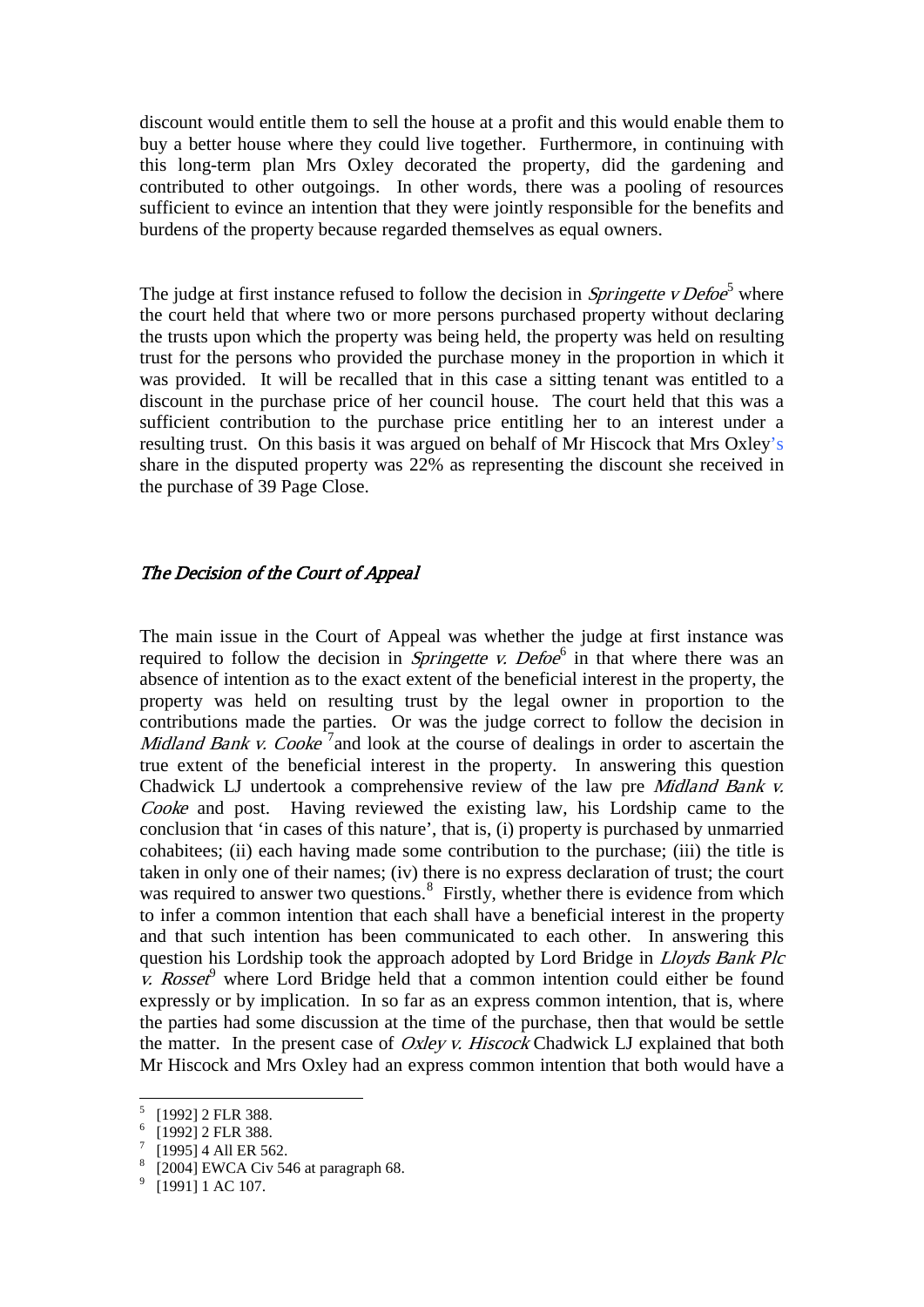discount would entitle them to sell the house at a profit and this would enable them to buy a better house where they could live together. Furthermore, in continuing with this long-term plan Mrs Oxley decorated the property, did the gardening and contributed to other outgoings. In other words, there was a pooling of resources sufficient to evince an intention that they were jointly responsible for the benefits and burdens of the property because regarded themselves as equal owners.

The judge at first instance refused to follow the decision in *Springette v Defoe*[5] where the court held that where two or more persons purchased property without declaring the trusts upon which the property was being held, the property was held on resulting trust for the persons who provided the purchase money in the proportion in which it was provided. It will be recalled that in this case a sitting tenant was entitled to a discount in the purchase price of her council house. The court held that this was a sufficient contribution to the purchase price entitling her to an interest under a resulting trust. On this basis it was argued on behalf of Mr Hiscock that Mrs Oxley's share in the disputed property was 22% as representing the discount she received in the purchase of 39 Page Close.

## *The Decision of the Court of Appeal*

The main issue in the Court of Appeal was whether the judge at first instance was required to follow the decision in *Springette v. Defoe*[6] in that where there was an absence of intention as to the exact extent of the beneficial interest in the property, the property was held on resulting trust by the legal owner in proportion to the contributions made the parties. Or was the judge correct to follow the decision in *Midland Bank v. Cooke*[7] and look at the course of dealings in order to ascertain the true extent of the beneficial interest in the property. In answering this question Chadwick LJ undertook a comprehensive review of the law pre *Midland Bank v. Cooke* and post. Having reviewed the existing law, his Lordship came to the conclusion that 'in cases of this nature', that is, (i) property is purchased by unmarried cohabitees; (ii) each having made some contribution to the purchase; (iii) the title is taken in only one of their names; (iv) there is no express declaration of trust; the court was required to answer two questions.[8] Firstly, whether there is evidence from which to infer a common intention that each shall have a beneficial interest in the property and that such intention has been communicated to each other. In answering this question his Lordship took the approach adopted by Lord Bridge in *Lloyds Bank Plc v. Rosset*[9] where Lord Bridge held that a common intention could either be found expressly or by implication. In so far as an express common intention, that is, where the parties had some discussion at the time of the purchase, then that would be settle the matter. In the present case of *Oxley v. Hiscock* Chadwick LJ explained that both Mr Hiscock and Mrs Oxley had an express common intention that both would have a

---

[5] [1992] 2 FLR 388.

[6] [1992] 2 FLR 388.

[7] [1995] 4 All ER 562.

[8] [2004] EWCA Civ 546 at paragraph 68.

[9] [1991] 1 AC 107.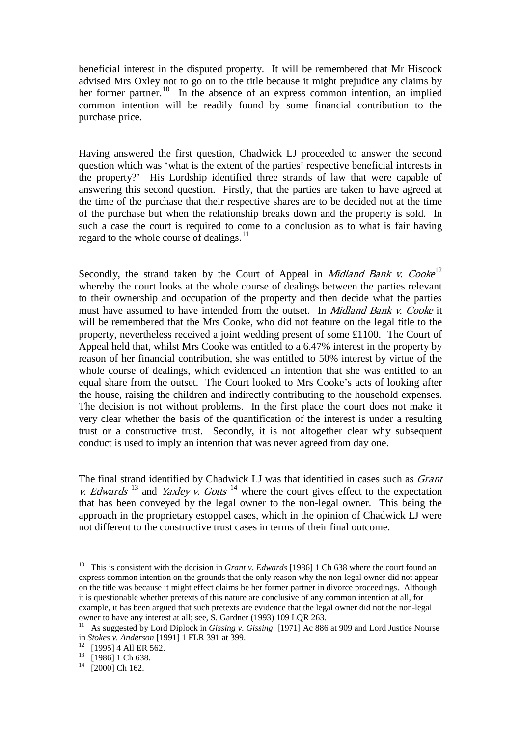beneficial interest in the disputed property. It will be remembered that Mr Hiscock advised Mrs Oxley not to go on to the title because it might prejudice any claims by her former partner.[10] In the absence of an express common intention, an implied common intention will be readily found by some financial contribution to the purchase price.

Having answered the first question, Chadwick LJ proceeded to answer the second question which was 'what is the extent of the parties' respective beneficial interests in the property?' His Lordship identified three strands of law that were capable of answering this second question. Firstly, that the parties are taken to have agreed at the time of the purchase that their respective shares are to be decided not at the time of the purchase but when the relationship breaks down and the property is sold. In such a case the court is required to come to a conclusion as to what is fair having regard to the whole course of dealings.[11]

Secondly, the strand taken by the Court of Appeal in *Midland Bank v. Cooke*[12] whereby the court looks at the whole course of dealings between the parties relevant to their ownership and occupation of the property and then decide what the parties must have assumed to have intended from the outset. In *Midland Bank v. Cooke* it will be remembered that the Mrs Cooke, who did not feature on the legal title to the property, nevertheless received a joint wedding present of some £1100. The Court of Appeal held that, whilst Mrs Cooke was entitled to a 6.47% interest in the property by reason of her financial contribution, she was entitled to 50% interest by virtue of the whole course of dealings, which evidenced an intention that she was entitled to an equal share from the outset. The Court looked to Mrs Cooke's acts of looking after the house, raising the children and indirectly contributing to the household expenses. The decision is not without problems. In the first place the court does not make it very clear whether the basis of the quantification of the interest is under a resulting trust or a constructive trust. Secondly, it is not altogether clear why subsequent conduct is used to imply an intention that was never agreed from day one.

The final strand identified by Chadwick LJ was that identified in cases such as *Grant v. Edwards*[13] and *Yaxley v. Gotts*[14] where the court gives effect to the expectation that has been conveyed by the legal owner to the non-legal owner. This being the approach in the proprietary estoppel cases, which in the opinion of Chadwick LJ were not different to the constructive trust cases in terms of their final outcome.

---

[10] This is consistent with the decision in *Grant v. Edwards* [1986] 1 Ch 638 where the court found an express common intention on the grounds that the only reason why the non-legal owner did not appear on the title was because it might effect claims be her former partner in divorce proceedings. Although it is questionable whether pretexts of this nature are conclusive of any common intention at all, for example, it has been argued that such pretexts are evidence that the legal owner did not the non-legal owner to have any interest at all; see, S. Gardner (1993) 109 LQR 263.

[11] As suggested by Lord Diplock in *Gissing v. Gissing* [1971] Ac 886 at 909 and Lord Justice Nourse in *Stokes v. Anderson* [1991] 1 FLR 391 at 399.

[12] [1995] 4 All ER 562.

[13] [1986] 1 Ch 638.

[14] [2000] Ch 162.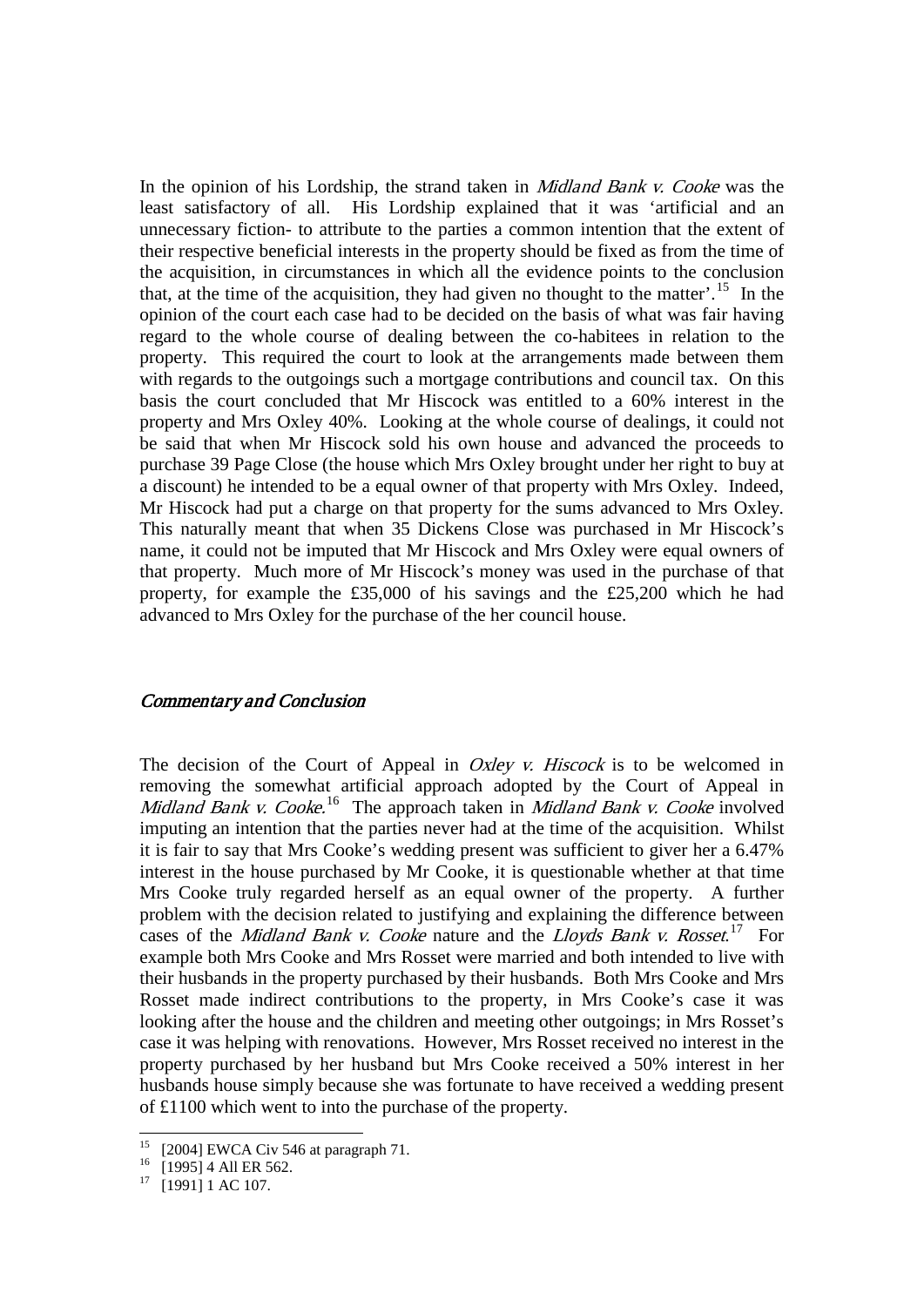In the opinion of his Lordship, the strand taken in *Midland Bank v. Cooke* was the least satisfactory of all. His Lordship explained that it was 'artificial and an unnecessary fiction- to attribute to the parties a common intention that the extent of their respective beneficial interests in the property should be fixed as from the time of the acquisition, in circumstances in which all the evidence points to the conclusion that, at the time of the acquisition, they had given no thought to the matter'.[15] In the opinion of the court each case had to be decided on the basis of what was fair having regard to the whole course of dealing between the co-habitees in relation to the property. This required the court to look at the arrangements made between them with regards to the outgoings such a mortgage contributions and council tax. On this basis the court concluded that Mr Hiscock was entitled to a 60% interest in the property and Mrs Oxley 40%. Looking at the whole course of dealings, it could not be said that when Mr Hiscock sold his own house and advanced the proceeds to purchase 39 Page Close (the house which Mrs Oxley brought under her right to buy at a discount) he intended to be a equal owner of that property with Mrs Oxley. Indeed, Mr Hiscock had put a charge on that property for the sums advanced to Mrs Oxley. This naturally meant that when 35 Dickens Close was purchased in Mr Hiscock's name, it could not be imputed that Mr Hiscock and Mrs Oxley were equal owners of that property. Much more of Mr Hiscock's money was used in the purchase of that property, for example the £35,000 of his savings and the £25,200 which he had advanced to Mrs Oxley for the purchase of the her council house.

## *Commentary and Conclusion*

The decision of the Court of Appeal in *Oxley v. Hiscock* is to be welcomed in removing the somewhat artificial approach adopted by the Court of Appeal in *Midland Bank v. Cooke*.[16] The approach taken in *Midland Bank v. Cooke* involved imputing an intention that the parties never had at the time of the acquisition. Whilst it is fair to say that Mrs Cooke's wedding present was sufficient to giver her a 6.47% interest in the house purchased by Mr Cooke, it is questionable whether at that time Mrs Cooke truly regarded herself as an equal owner of the property. A further problem with the decision related to justifying and explaining the difference between cases of the *Midland Bank v. Cooke* nature and the *Lloyds Bank v. Rosset*.[17] For example both Mrs Cooke and Mrs Rosset were married and both intended to live with their husbands in the property purchased by their husbands. Both Mrs Cooke and Mrs Rosset made indirect contributions to the property, in Mrs Cooke's case it was looking after the house and the children and meeting other outgoings; in Mrs Rosset's case it was helping with renovations. However, Mrs Rosset received no interest in the property purchased by her husband but Mrs Cooke received a 50% interest in her husbands house simply because she was fortunate to have received a wedding present of £1100 which went to into the purchase of the property.

---

[15] [2004] EWCA Civ 546 at paragraph 71.

[16] [1995] 4 All ER 562.

[17] [1991] 1 AC 107.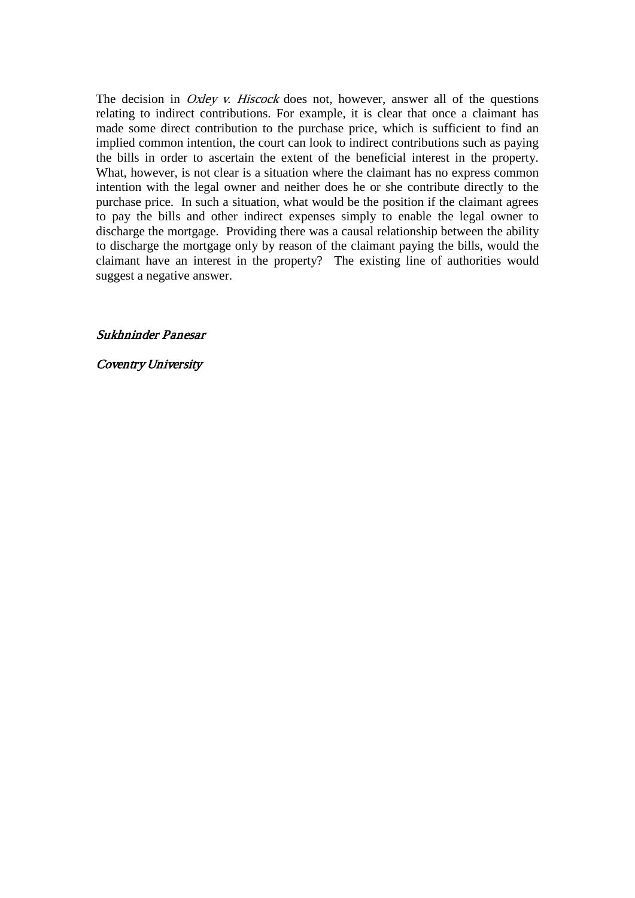The decision in *Oxley v. Hiscock* does not, however, answer all of the questions relating to indirect contributions. For example, it is clear that once a claimant has made some direct contribution to the purchase price, which is sufficient to find an implied common intention, the court can look to indirect contributions such as paying the bills in order to ascertain the extent of the beneficial interest in the property. What, however, is not clear is a situation where the claimant has no express common intention with the legal owner and neither does he or she contribute directly to the purchase price. In such a situation, what would be the position if the claimant agrees to pay the bills and other indirect expenses simply to enable the legal owner to discharge the mortgage. Providing there was a causal relationship between the ability to discharge the mortgage only by reason of the claimant paying the bills, would the claimant have an interest in the property? The existing line of authorities would suggest a negative answer.

*Sukhninder Panesar*

*Coventry University*